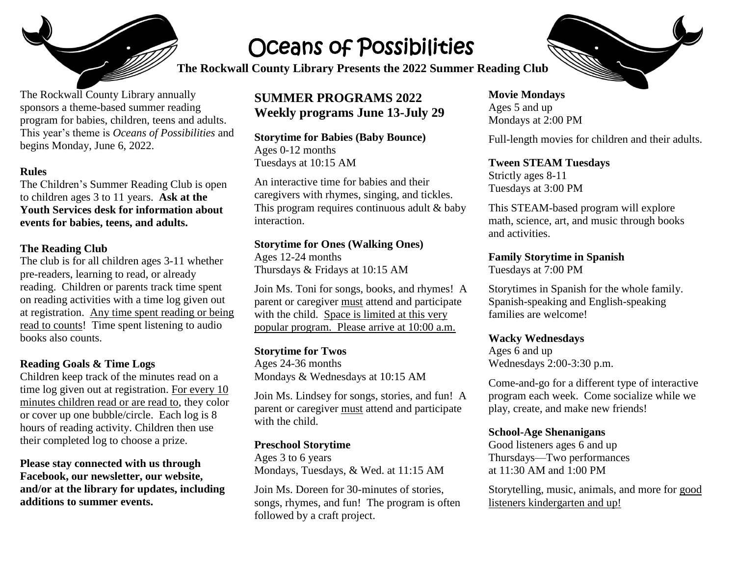# Oceans of Possibilities

**The Rockwall County Library Presents the 2022 Summer Reading Club**

The Rockwall County Library annually sponsors a theme-based summer reading program for babies, children, teens and adults. This year's theme is *Oceans of Possibilities* and begins Monday, June 6, 2022.

### Rules

The Children's Summer Reading Club is open to children ages 3 to 11 years. **Ask at the Youth Services desk for information about events for babies, teens, and adults.**

### The Reading Club

The club is for all children ages 3-11 whether pre-readers, learning to read, or already reading. Children or parents track time spent on reading activities with a time log given out at registration. Any time spent reading or being read to counts! Time spent listening to audio books also counts.

### Reading Goals & Time Logs

Children keep track of the minutes read on a time log given out at registration. For every 10 minutes children read or are read to, they color or cover up one bubble/circle. Each log is 8 hours of reading activity. Children then use their completed log to choose a prize.

**Please stay connected with us through Facebook, our newsletter, our website, and/or at the library for updates, including additions to summer events.**

## SUMMER PROGRAMS 2022
## Weekly programs June 13-July 29

**Storytime for Babies (Baby Bounce)**
Ages 0-12 months
Tuesdays at 10:15 AM

An interactive time for babies and their caregivers with rhymes, singing, and tickles. This program requires continuous adult & baby interaction.

**Storytime for Ones (Walking Ones)**
Ages 12-24 months
Thursdays & Fridays at 10:15 AM

Join Ms. Toni for songs, books, and rhymes! A parent or caregiver must attend and participate with the child. Space is limited at this very popular program. Please arrive at 10:00 a.m.

**Storytime for Twos**
Ages 24-36 months
Mondays & Wednesdays at 10:15 AM

Join Ms. Lindsey for songs, stories, and fun! A parent or caregiver must attend and participate with the child.

**Preschool Storytime**
Ages 3 to 6 years
Mondays, Tuesdays, & Wed. at 11:15 AM

Join Ms. Doreen for 30-minutes of stories, songs, rhymes, and fun! The program is often followed by a craft project.

**Movie Mondays**
Ages 5 and up
Mondays at 2:00 PM

Full-length movies for children and their adults.

**Tween STEAM Tuesdays**
Strictly ages 8-11
Tuesdays at 3:00 PM

This STEAM-based program will explore math, science, art, and music through books and activities.

**Family Storytime in Spanish**
Tuesdays at 7:00 PM

Storytimes in Spanish for the whole family. Spanish-speaking and English-speaking families are welcome!

**Wacky Wednesdays**
Ages 6 and up
Wednesdays 2:00-3:30 p.m.

Come-and-go for a different type of interactive program each week. Come socialize while we play, create, and make new friends!

**School-Age Shenanigans**
Good listeners ages 6 and up
Thursdays—Two performances
at 11:30 AM and 1:00 PM

Storytelling, music, animals, and more for good listeners kindergarten and up!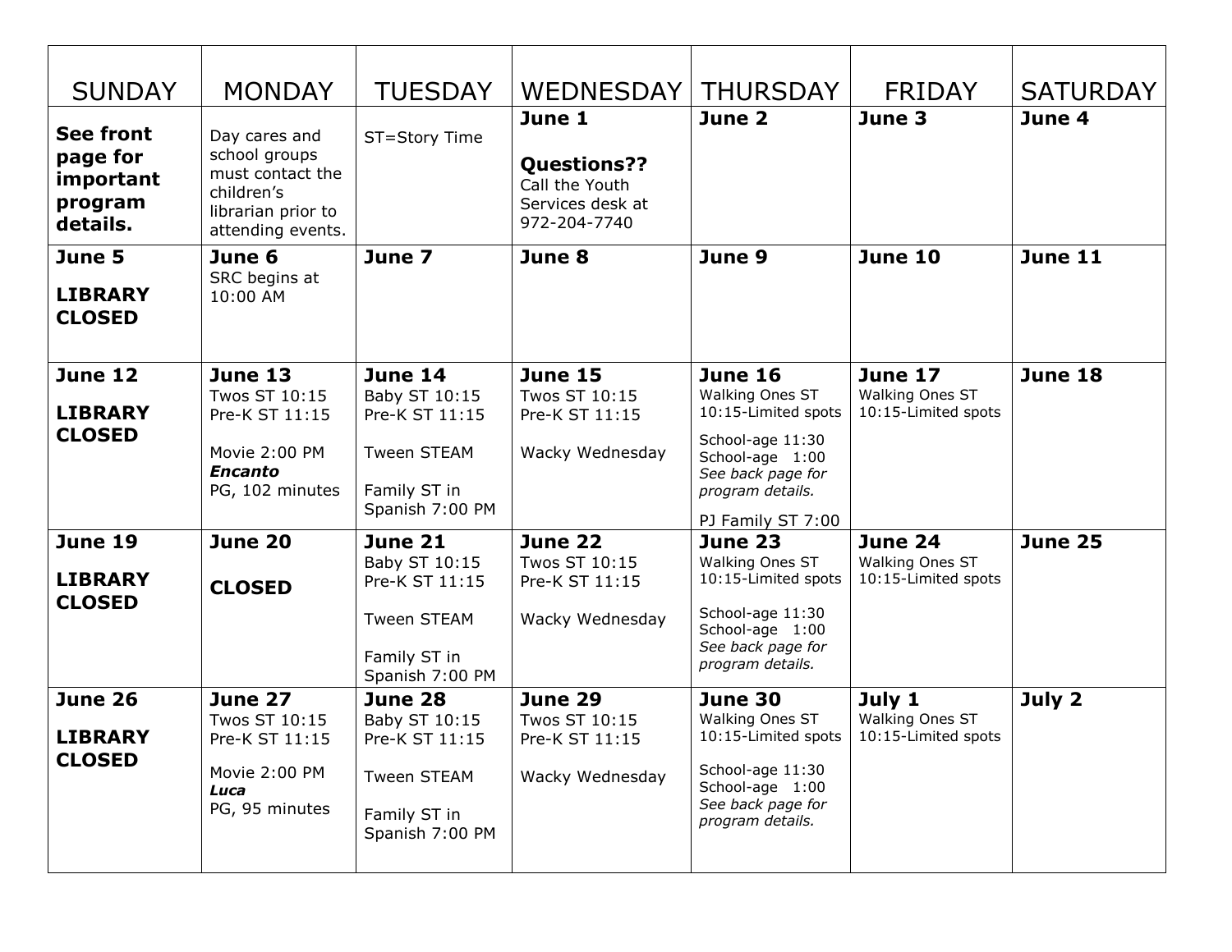| SUNDAY | MONDAY | TUESDAY | WEDNESDAY | THURSDAY | FRIDAY | SATURDAY |
|---|---|---|---|---|---|---|
| **See front page for important program details.** | Day cares and school groups must contact the children's librarian prior to attending events. | ST=Story Time | **June 1**<br><br>**Questions??**<br>Call the Youth Services desk at 972-204-7740 | **June 2** | **June 3** | **June 4** |
| **June 5**<br><br>**LIBRARY CLOSED** | **June 6**<br>SRC begins at 10:00 AM | **June 7** | **June 8** | **June 9** | **June 10** | **June 11** |
| **June 12**<br><br>**LIBRARY CLOSED** | **June 13**<br>Twos ST 10:15<br>Pre-K ST 11:15<br><br>Movie 2:00 PM<br>***Encanto***<br>PG, 102 minutes | **June 14**<br>Baby ST 10:15<br>Pre-K ST 11:15<br><br>Tween STEAM<br><br>Family ST in Spanish 7:00 PM | **June 15**<br>Twos ST 10:15<br>Pre-K ST 11:15<br><br>Wacky Wednesday | **June 16**<br>Walking Ones ST 10:15-Limited spots<br><br>School-age 11:30<br>School-age 1:00<br>*See back page for program details.*<br><br>PJ Family ST 7:00 | **June 17**<br>Walking Ones ST 10:15-Limited spots | **June 18** |
| **June 19**<br><br>**LIBRARY CLOSED** | **June 20**<br><br>**CLOSED** | **June 21**<br>Baby ST 10:15<br>Pre-K ST 11:15<br><br>Tween STEAM<br><br>Family ST in Spanish 7:00 PM | **June 22**<br>Twos ST 10:15<br>Pre-K ST 11:15<br><br>Wacky Wednesday | **June 23**<br>Walking Ones ST 10:15-Limited spots<br><br>School-age 11:30<br>School-age 1:00<br>*See back page for program details.* | **June 24**<br>Walking Ones ST 10:15-Limited spots | **June 25** |
| **June 26**<br><br>**LIBRARY CLOSED** | **June 27**<br>Twos ST 10:15<br>Pre-K ST 11:15<br><br>Movie 2:00 PM<br>***Luca***<br>PG, 95 minutes | **June 28**<br>Baby ST 10:15<br>Pre-K ST 11:15<br><br>Tween STEAM<br><br>Family ST in Spanish 7:00 PM | **June 29**<br>Twos ST 10:15<br>Pre-K ST 11:15<br><br>Wacky Wednesday | **June 30**<br>Walking Ones ST 10:15-Limited spots<br><br>School-age 11:30<br>School-age 1:00<br>*See back page for program details.* | **July 1**<br>Walking Ones ST 10:15-Limited spots | **July 2** |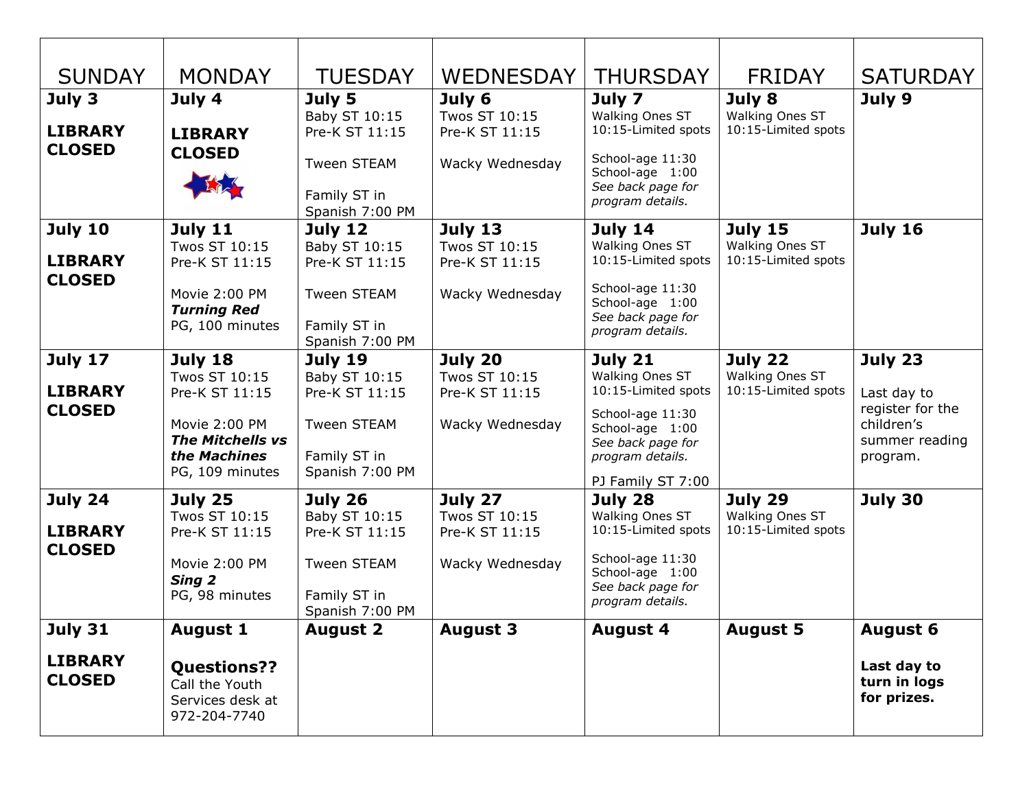| SUNDAY | MONDAY | TUESDAY | WEDNESDAY | THURSDAY | FRIDAY | SATURDAY |
|---|---|---|---|---|---|---|
| **July 3**<br><br>**LIBRARY CLOSED** | **July 4**<br><br>**LIBRARY CLOSED** | **July 5**<br>Baby ST 10:15<br>Pre-K ST 11:15<br><br>Tween STEAM<br><br>Family ST in Spanish 7:00 PM | **July 6**<br>Twos ST 10:15<br>Pre-K ST 11:15<br><br>Wacky Wednesday | **July 7**<br>Walking Ones ST 10:15-Limited spots<br><br>School-age 11:30<br>School-age 1:00<br>*See back page for program details.* | **July 8**<br>Walking Ones ST 10:15-Limited spots | **July 9** |
| **July 10**<br><br>**LIBRARY CLOSED** | **July 11**<br>Twos ST 10:15<br>Pre-K ST 11:15<br><br>Movie 2:00 PM<br>***Turning Red***<br>PG, 100 minutes | **July 12**<br>Baby ST 10:15<br>Pre-K ST 11:15<br><br>Tween STEAM<br><br>Family ST in Spanish 7:00 PM | **July 13**<br>Twos ST 10:15<br>Pre-K ST 11:15<br><br>Wacky Wednesday | **July 14**<br>Walking Ones ST 10:15-Limited spots<br><br>School-age 11:30<br>School-age 1:00<br>*See back page for program details.* | **July 15**<br>Walking Ones ST 10:15-Limited spots | **July 16** |
| **July 17**<br><br>**LIBRARY CLOSED** | **July 18**<br>Twos ST 10:15<br>Pre-K ST 11:15<br><br>Movie 2:00 PM<br>***The Mitchells vs the Machines***<br>PG, 109 minutes | **July 19**<br>Baby ST 10:15<br>Pre-K ST 11:15<br><br>Tween STEAM<br><br>Family ST in Spanish 7:00 PM | **July 20**<br>Twos ST 10:15<br>Pre-K ST 11:15<br><br>Wacky Wednesday | **July 21**<br>Walking Ones ST 10:15-Limited spots<br><br>School-age 11:30<br>School-age 1:00<br>*See back page for program details.*<br><br>PJ Family ST 7:00 | **July 22**<br>Walking Ones ST 10:15-Limited spots | **July 23**<br><br>Last day to register for the children's summer reading program. |
| **July 24**<br><br>**LIBRARY CLOSED** | **July 25**<br>Twos ST 10:15<br>Pre-K ST 11:15<br><br>Movie 2:00 PM<br>***Sing 2***<br>PG, 98 minutes | **July 26**<br>Baby ST 10:15<br>Pre-K ST 11:15<br><br>Tween STEAM<br><br>Family ST in Spanish 7:00 PM | **July 27**<br>Twos ST 10:15<br>Pre-K ST 11:15<br><br>Wacky Wednesday | **July 28**<br>Walking Ones ST 10:15-Limited spots<br><br>School-age 11:30<br>School-age 1:00<br>*See back page for program details.* | **July 29**<br>Walking Ones ST 10:15-Limited spots | **July 30** |
| **July 31**<br><br>**LIBRARY CLOSED** | **August 1**<br><br>**Questions??**<br>Call the Youth Services desk at 972-204-7740 | **August 2** | **August 3** | **August 4** | **August 5** | **August 6**<br><br>**Last day to turn in logs for prizes.** |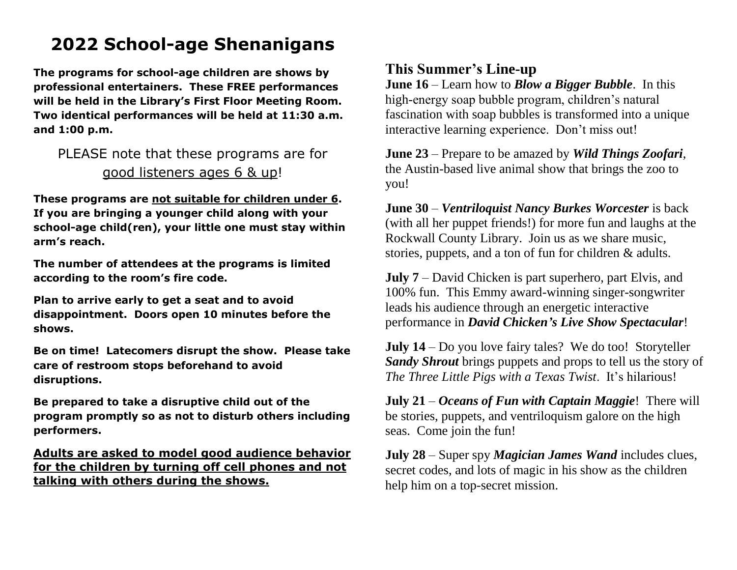# 2022 School-age Shenanigans

**The programs for school-age children are shows by professional entertainers. These FREE performances will be held in the Library's First Floor Meeting Room. Two identical performances will be held at 11:30 a.m. and 1:00 p.m.**

PLEASE note that these programs are for <u>good listeners ages 6 & up</u>!

**These programs are <u>not suitable for children under 6</u>. If you are bringing a younger child along with your school-age child(ren), your little one must stay within arm's reach.**

**The number of attendees at the programs is limited according to the room's fire code.**

**Plan to arrive early to get a seat and to avoid disappointment. Doors open 10 minutes before the shows.**

**Be on time! Latecomers disrupt the show. Please take care of restroom stops beforehand to avoid disruptions.**

**Be prepared to take a disruptive child out of the program promptly so as not to disturb others including performers.**

**<u>Adults are asked to model good audience behavior for the children by turning off cell phones and not talking with others during the shows.</u>**

## This Summer's Line-up

**June 16** – Learn how to ***Blow a Bigger Bubble***. In this high-energy soap bubble program, children's natural fascination with soap bubbles is transformed into a unique interactive learning experience. Don't miss out!

**June 23** – Prepare to be amazed by ***Wild Things Zoofari***, the Austin-based live animal show that brings the zoo to you!

**June 30** – ***Ventriloquist Nancy Burkes Worcester*** is back (with all her puppet friends!) for more fun and laughs at the Rockwall County Library. Join us as we share music, stories, puppets, and a ton of fun for children & adults.

**July 7** – David Chicken is part superhero, part Elvis, and 100% fun. This Emmy award-winning singer-songwriter leads his audience through an energetic interactive performance in ***David Chicken's Live Show Spectacular***!

**July 14** – Do you love fairy tales? We do too! Storyteller ***Sandy Shrout*** brings puppets and props to tell us the story of *The Three Little Pigs with a Texas Twist*. It's hilarious!

**July 21** – ***Oceans of Fun with Captain Maggie***! There will be stories, puppets, and ventriloquism galore on the high seas. Come join the fun!

**July 28** – Super spy ***Magician James Wand*** includes clues, secret codes, and lots of magic in his show as the children help him on a top-secret mission.